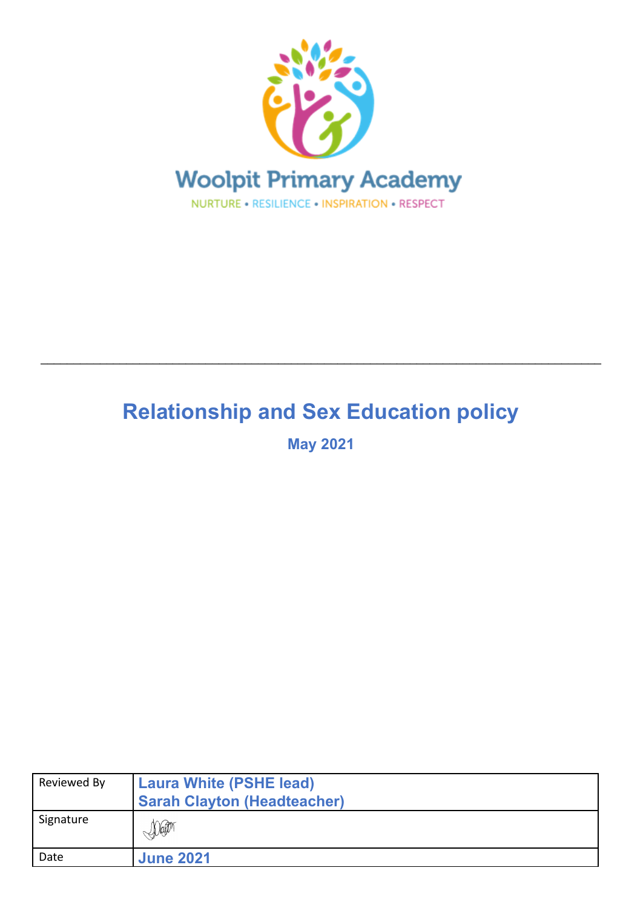Woolpit Primary Academy

NURTURE • RESILIENCE • INSPIRATION • RESPECT

---

# Relationship and Sex Education policy

**May 2021**

| Reviewed By | **Laura White (PSHE lead)**<br>**Sarah Clayton (Headteacher)** |
|---|---|
| Signature | |
| Date | **June 2021** |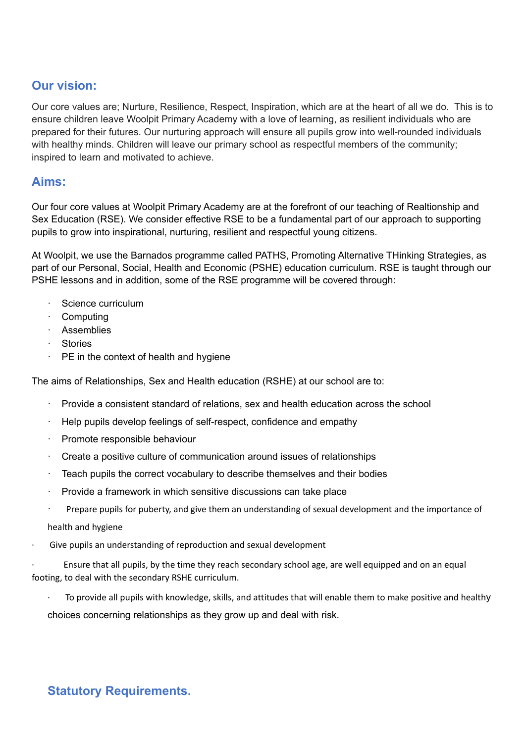## Our vision:

Our core values are; Nurture, Resilience, Respect, Inspiration, which are at the heart of all we do. This is to ensure children leave Woolpit Primary Academy with a love of learning, as resilient individuals who are prepared for their futures. Our nurturing approach will ensure all pupils grow into well-rounded individuals with healthy minds. Children will leave our primary school as respectful members of the community; inspired to learn and motivated to achieve.

## Aims:

Our four core values at Woolpit Primary Academy are at the forefront of our teaching of Realtionship and Sex Education (RSE). We consider effective RSE to be a fundamental part of our approach to supporting pupils to grow into inspirational, nurturing, resilient and respectful young citizens.

At Woolpit, we use the Barnados programme called PATHS, Promoting Alternative THinking Strategies, as part of our Personal, Social, Health and Economic (PSHE) education curriculum. RSE is taught through our PSHE lessons and in addition, some of the RSE programme will be covered through:

- Science curriculum
- Computing
- Assemblies
- Stories
- PE in the context of health and hygiene

The aims of Relationships, Sex and Health education (RSHE) at our school are to:

- Provide a consistent standard of relations, sex and health education across the school
- Help pupils develop feelings of self-respect, confidence and empathy
- Promote responsible behaviour
- Create a positive culture of communication around issues of relationships
- Teach pupils the correct vocabulary to describe themselves and their bodies
- Provide a framework in which sensitive discussions can take place
- Prepare pupils for puberty, and give them an understanding of sexual development and the importance of health and hygiene
- Give pupils an understanding of reproduction and sexual development
- Ensure that all pupils, by the time they reach secondary school age, are well equipped and on an equal footing, to deal with the secondary RSHE curriculum.
- To provide all pupils with knowledge, skills, and attitudes that will enable them to make positive and healthy choices concerning relationships as they grow up and deal with risk.

## Statutory Requirements.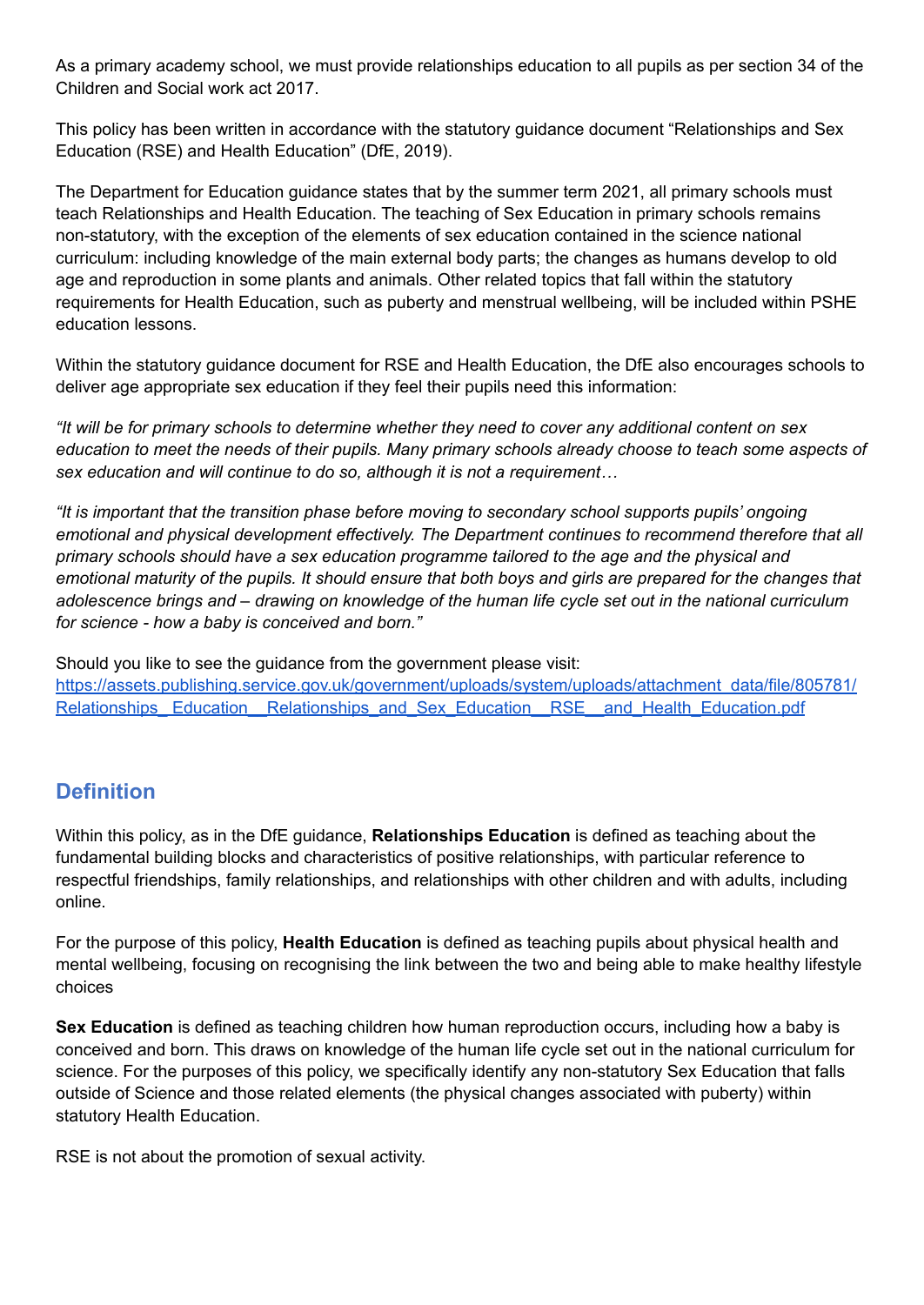As a primary academy school, we must provide relationships education to all pupils as per section 34 of the Children and Social work act 2017.

This policy has been written in accordance with the statutory guidance document "Relationships and Sex Education (RSE) and Health Education" (DfE, 2019).

The Department for Education guidance states that by the summer term 2021, all primary schools must teach Relationships and Health Education. The teaching of Sex Education in primary schools remains non-statutory, with the exception of the elements of sex education contained in the science national curriculum: including knowledge of the main external body parts; the changes as humans develop to old age and reproduction in some plants and animals. Other related topics that fall within the statutory requirements for Health Education, such as puberty and menstrual wellbeing, will be included within PSHE education lessons.

Within the statutory guidance document for RSE and Health Education, the DfE also encourages schools to deliver age appropriate sex education if they feel their pupils need this information:

*"It will be for primary schools to determine whether they need to cover any additional content on sex education to meet the needs of their pupils. Many primary schools already choose to teach some aspects of sex education and will continue to do so, although it is not a requirement…*

*"It is important that the transition phase before moving to secondary school supports pupils' ongoing emotional and physical development effectively. The Department continues to recommend therefore that all primary schools should have a sex education programme tailored to the age and the physical and emotional maturity of the pupils. It should ensure that both boys and girls are prepared for the changes that adolescence brings and – drawing on knowledge of the human life cycle set out in the national curriculum for science - how a baby is conceived and born."*

Should you like to see the guidance from the government please visit:
[https://assets.publishing.service.gov.uk/government/uploads/system/uploads/attachment_data/file/805781/Relationships_Education__Relationships_and_Sex_Education__RSE__and_Health_Education.pdf](https://assets.publishing.service.gov.uk/government/uploads/system/uploads/attachment_data/file/805781/Relationships_Education__Relationships_and_Sex_Education__RSE__and_Health_Education.pdf)

## Definition

Within this policy, as in the DfE guidance, **Relationships Education** is defined as teaching about the fundamental building blocks and characteristics of positive relationships, with particular reference to respectful friendships, family relationships, and relationships with other children and with adults, including online.

For the purpose of this policy, **Health Education** is defined as teaching pupils about physical health and mental wellbeing, focusing on recognising the link between the two and being able to make healthy lifestyle choices

**Sex Education** is defined as teaching children how human reproduction occurs, including how a baby is conceived and born. This draws on knowledge of the human life cycle set out in the national curriculum for science. For the purposes of this policy, we specifically identify any non-statutory Sex Education that falls outside of Science and those related elements (the physical changes associated with puberty) within statutory Health Education.

RSE is not about the promotion of sexual activity.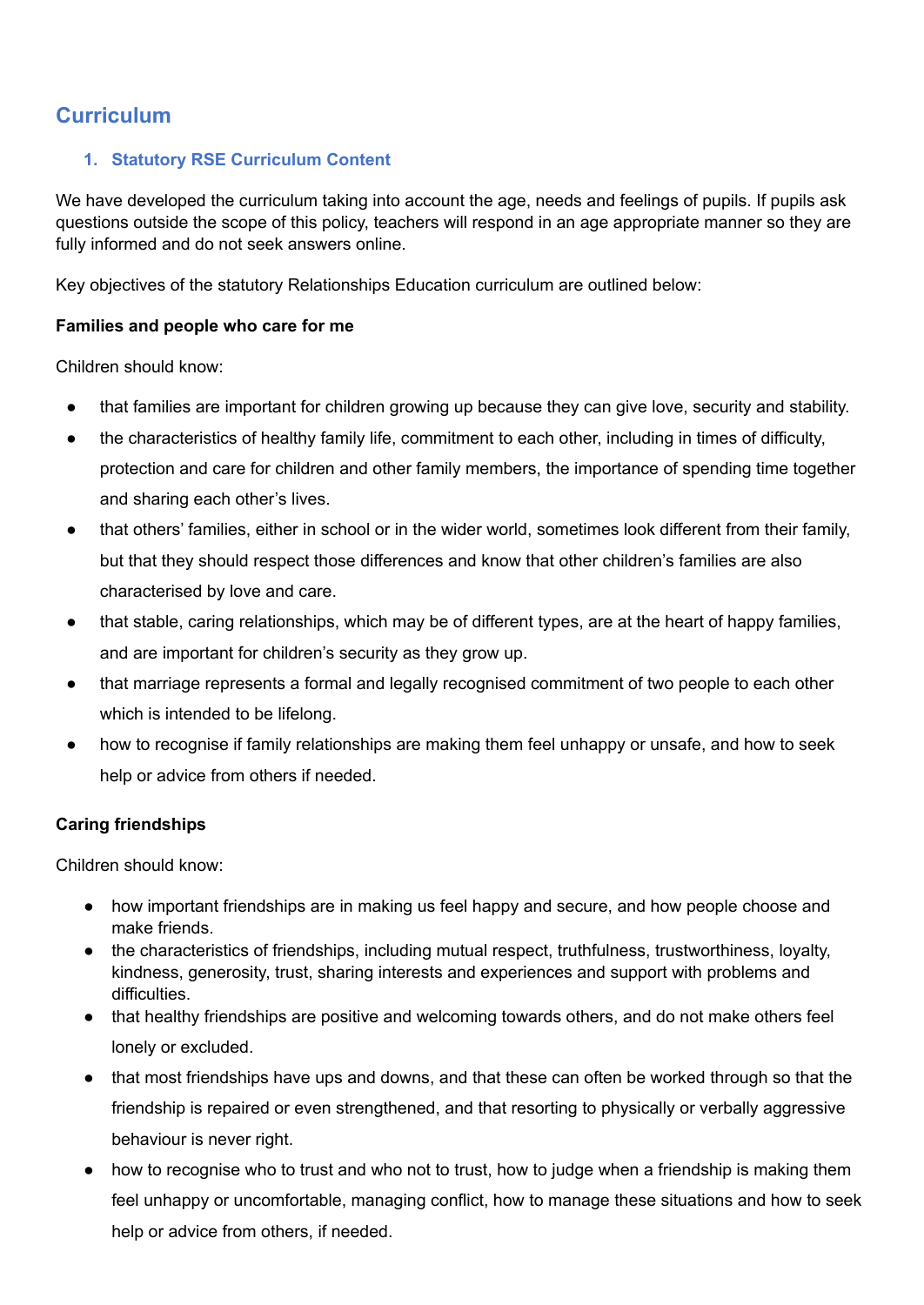## Curriculum

### 1. Statutory RSE Curriculum Content

We have developed the curriculum taking into account the age, needs and feelings of pupils. If pupils ask questions outside the scope of this policy, teachers will respond in an age appropriate manner so they are fully informed and do not seek answers online.

Key objectives of the statutory Relationships Education curriculum are outlined below:

**Families and people who care for me**

Children should know:

- that families are important for children growing up because they can give love, security and stability.
- the characteristics of healthy family life, commitment to each other, including in times of difficulty, protection and care for children and other family members, the importance of spending time together and sharing each other's lives.
- that others' families, either in school or in the wider world, sometimes look different from their family, but that they should respect those differences and know that other children's families are also characterised by love and care.
- that stable, caring relationships, which may be of different types, are at the heart of happy families, and are important for children's security as they grow up.
- that marriage represents a formal and legally recognised commitment of two people to each other which is intended to be lifelong.
- how to recognise if family relationships are making them feel unhappy or unsafe, and how to seek help or advice from others if needed.

**Caring friendships**

Children should know:

- how important friendships are in making us feel happy and secure, and how people choose and make friends.
- the characteristics of friendships, including mutual respect, truthfulness, trustworthiness, loyalty, kindness, generosity, trust, sharing interests and experiences and support with problems and difficulties.
- that healthy friendships are positive and welcoming towards others, and do not make others feel lonely or excluded.
- that most friendships have ups and downs, and that these can often be worked through so that the friendship is repaired or even strengthened, and that resorting to physically or verbally aggressive behaviour is never right.
- how to recognise who to trust and who not to trust, how to judge when a friendship is making them feel unhappy or uncomfortable, managing conflict, how to manage these situations and how to seek help or advice from others, if needed.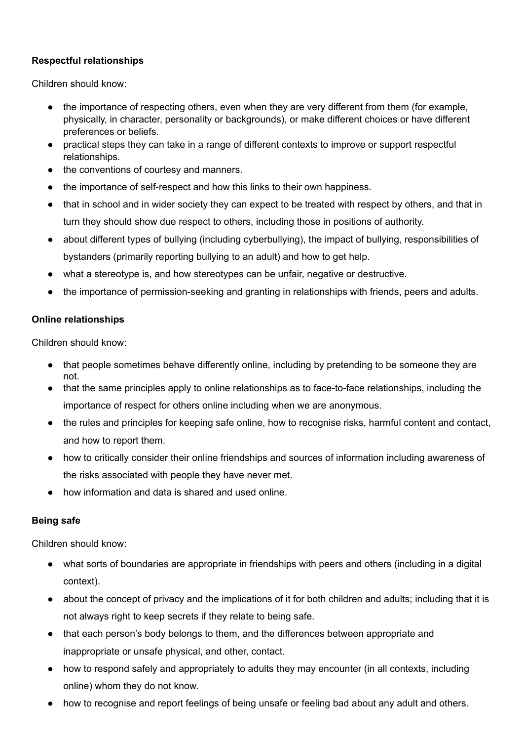**Respectful relationships**

Children should know:

- the importance of respecting others, even when they are very different from them (for example, physically, in character, personality or backgrounds), or make different choices or have different preferences or beliefs.
- practical steps they can take in a range of different contexts to improve or support respectful relationships.
- the conventions of courtesy and manners.
- the importance of self-respect and how this links to their own happiness.
- that in school and in wider society they can expect to be treated with respect by others, and that in turn they should show due respect to others, including those in positions of authority.
- about different types of bullying (including cyberbullying), the impact of bullying, responsibilities of bystanders (primarily reporting bullying to an adult) and how to get help.
- what a stereotype is, and how stereotypes can be unfair, negative or destructive.
- the importance of permission-seeking and granting in relationships with friends, peers and adults.

**Online relationships**

Children should know:

- that people sometimes behave differently online, including by pretending to be someone they are not.
- that the same principles apply to online relationships as to face-to-face relationships, including the importance of respect for others online including when we are anonymous.
- the rules and principles for keeping safe online, how to recognise risks, harmful content and contact, and how to report them.
- how to critically consider their online friendships and sources of information including awareness of the risks associated with people they have never met.
- how information and data is shared and used online.

**Being safe**

Children should know:

- what sorts of boundaries are appropriate in friendships with peers and others (including in a digital context).
- about the concept of privacy and the implications of it for both children and adults; including that it is not always right to keep secrets if they relate to being safe.
- that each person's body belongs to them, and the differences between appropriate and inappropriate or unsafe physical, and other, contact.
- how to respond safely and appropriately to adults they may encounter (in all contexts, including online) whom they do not know.
- how to recognise and report feelings of being unsafe or feeling bad about any adult and others.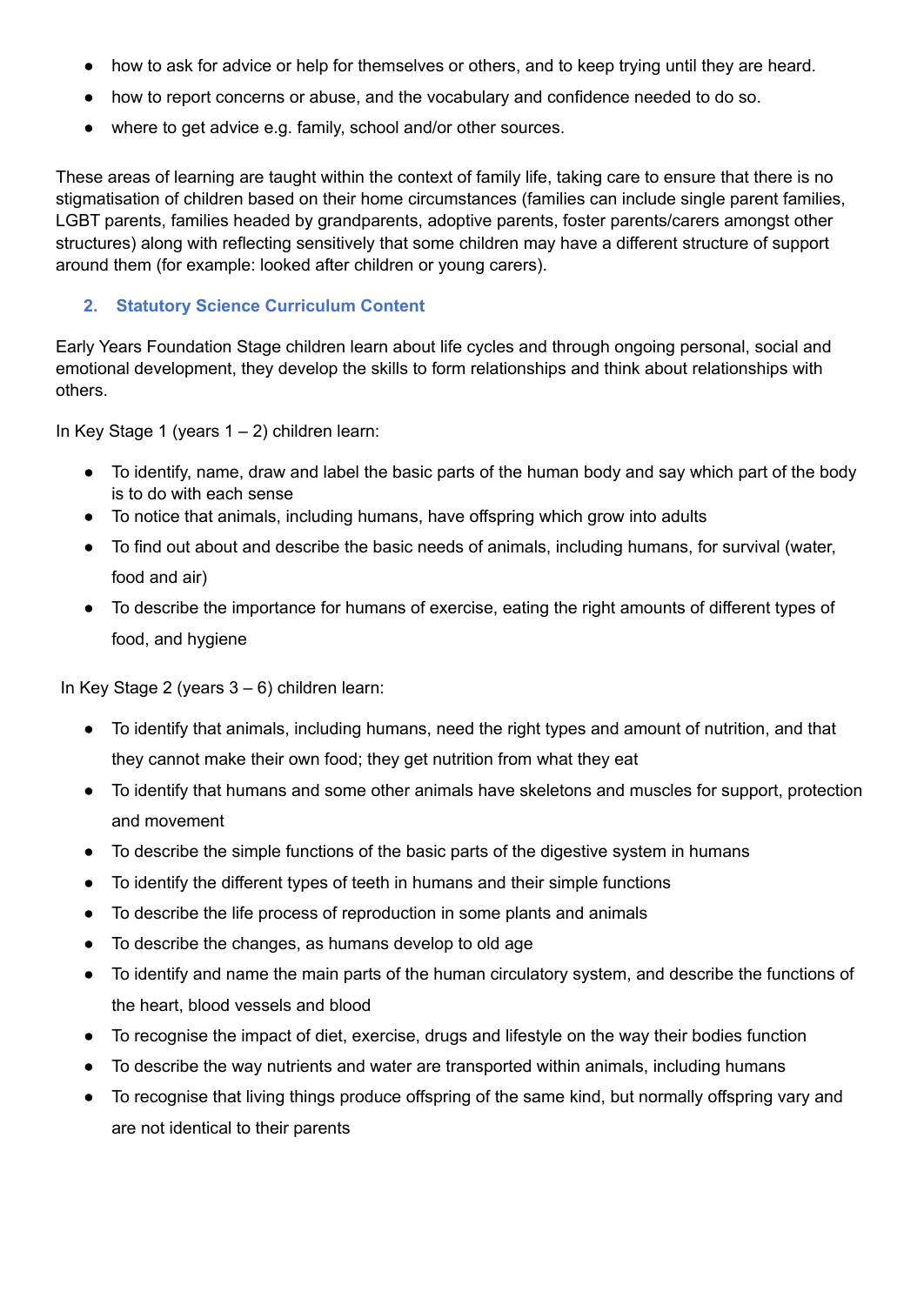- how to ask for advice or help for themselves or others, and to keep trying until they are heard.
- how to report concerns or abuse, and the vocabulary and confidence needed to do so.
- where to get advice e.g. family, school and/or other sources.

These areas of learning are taught within the context of family life, taking care to ensure that there is no stigmatisation of children based on their home circumstances (families can include single parent families, LGBT parents, families headed by grandparents, adoptive parents, foster parents/carers amongst other structures) along with reflecting sensitively that some children may have a different structure of support around them (for example: looked after children or young carers).

## 2. Statutory Science Curriculum Content

Early Years Foundation Stage children learn about life cycles and through ongoing personal, social and emotional development, they develop the skills to form relationships and think about relationships with others.

In Key Stage 1 (years 1 – 2) children learn:

- To identify, name, draw and label the basic parts of the human body and say which part of the body is to do with each sense
- To notice that animals, including humans, have offspring which grow into adults
- To find out about and describe the basic needs of animals, including humans, for survival (water, food and air)
- To describe the importance for humans of exercise, eating the right amounts of different types of food, and hygiene

In Key Stage 2 (years 3 – 6) children learn:

- To identify that animals, including humans, need the right types and amount of nutrition, and that they cannot make their own food; they get nutrition from what they eat
- To identify that humans and some other animals have skeletons and muscles for support, protection and movement
- To describe the simple functions of the basic parts of the digestive system in humans
- To identify the different types of teeth in humans and their simple functions
- To describe the life process of reproduction in some plants and animals
- To describe the changes, as humans develop to old age
- To identify and name the main parts of the human circulatory system, and describe the functions of the heart, blood vessels and blood
- To recognise the impact of diet, exercise, drugs and lifestyle on the way their bodies function
- To describe the way nutrients and water are transported within animals, including humans
- To recognise that living things produce offspring of the same kind, but normally offspring vary and are not identical to their parents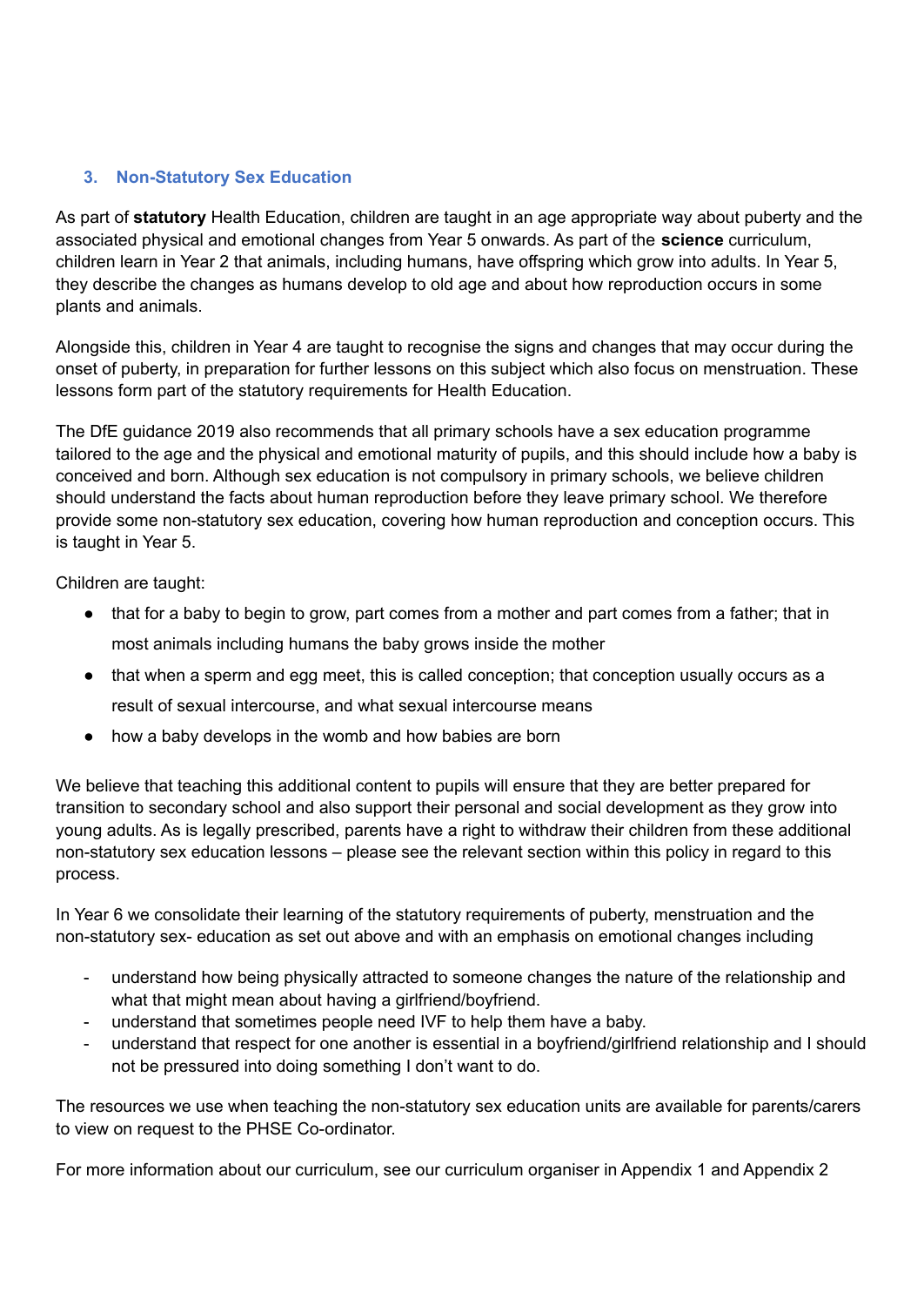### 3. Non-Statutory Sex Education

As part of **statutory** Health Education, children are taught in an age appropriate way about puberty and the associated physical and emotional changes from Year 5 onwards. As part of the **science** curriculum, children learn in Year 2 that animals, including humans, have offspring which grow into adults. In Year 5, they describe the changes as humans develop to old age and about how reproduction occurs in some plants and animals.

Alongside this, children in Year 4 are taught to recognise the signs and changes that may occur during the onset of puberty, in preparation for further lessons on this subject which also focus on menstruation. These lessons form part of the statutory requirements for Health Education.

The DfE guidance 2019 also recommends that all primary schools have a sex education programme tailored to the age and the physical and emotional maturity of pupils, and this should include how a baby is conceived and born. Although sex education is not compulsory in primary schools, we believe children should understand the facts about human reproduction before they leave primary school. We therefore provide some non-statutory sex education, covering how human reproduction and conception occurs. This is taught in Year 5.

Children are taught:

- that for a baby to begin to grow, part comes from a mother and part comes from a father; that in most animals including humans the baby grows inside the mother
- that when a sperm and egg meet, this is called conception; that conception usually occurs as a result of sexual intercourse, and what sexual intercourse means
- how a baby develops in the womb and how babies are born

We believe that teaching this additional content to pupils will ensure that they are better prepared for transition to secondary school and also support their personal and social development as they grow into young adults. As is legally prescribed, parents have a right to withdraw their children from these additional non-statutory sex education lessons – please see the relevant section within this policy in regard to this process.

In Year 6 we consolidate their learning of the statutory requirements of puberty, menstruation and the non-statutory sex- education as set out above and with an emphasis on emotional changes including

- understand how being physically attracted to someone changes the nature of the relationship and what that might mean about having a girlfriend/boyfriend.
- understand that sometimes people need IVF to help them have a baby.
- understand that respect for one another is essential in a boyfriend/girlfriend relationship and I should not be pressured into doing something I don't want to do.

The resources we use when teaching the non-statutory sex education units are available for parents/carers to view on request to the PHSE Co-ordinator.

For more information about our curriculum, see our curriculum organiser in Appendix 1 and Appendix 2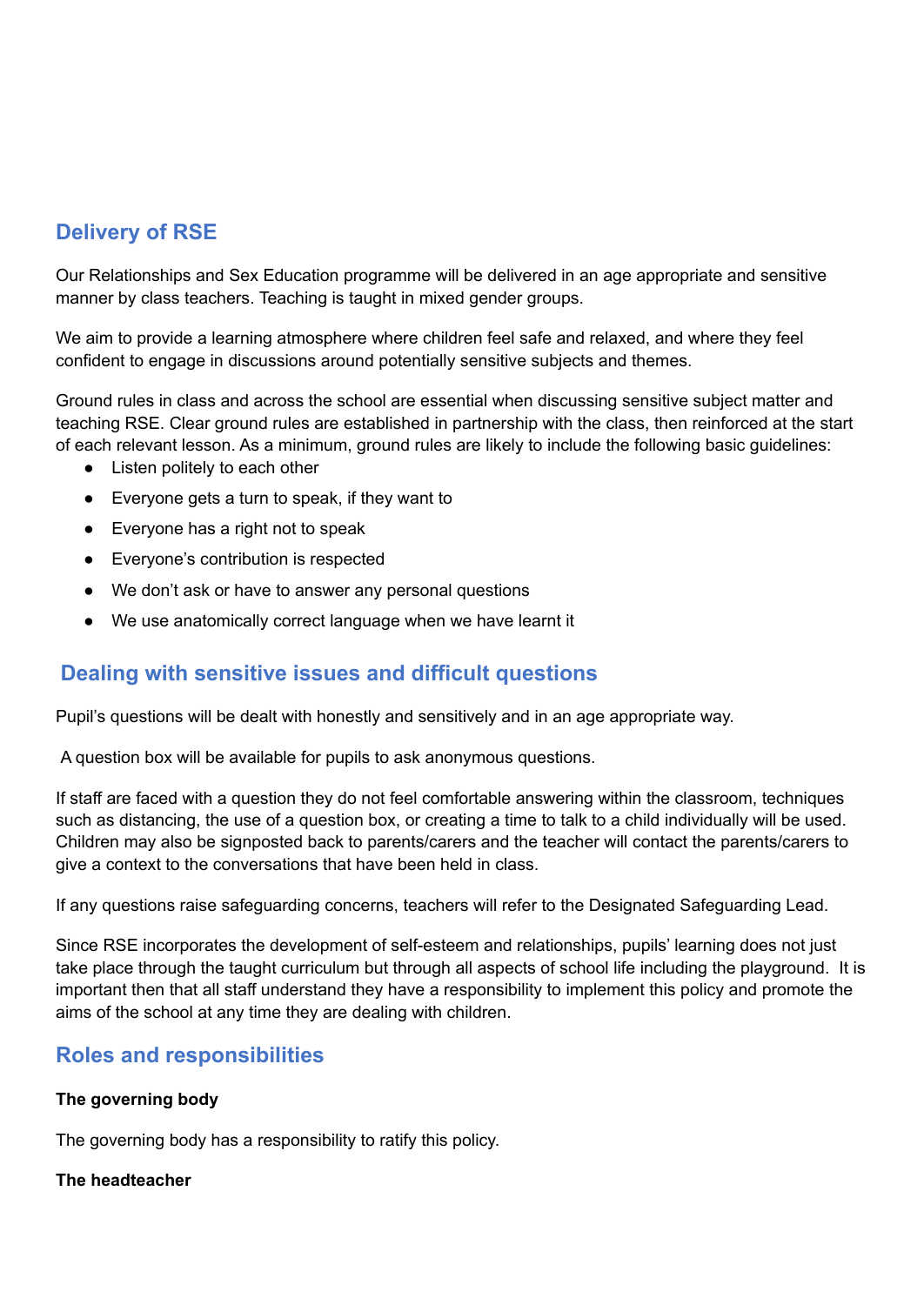## Delivery of RSE

Our Relationships and Sex Education programme will be delivered in an age appropriate and sensitive manner by class teachers. Teaching is taught in mixed gender groups.

We aim to provide a learning atmosphere where children feel safe and relaxed, and where they feel confident to engage in discussions around potentially sensitive subjects and themes.

Ground rules in class and across the school are essential when discussing sensitive subject matter and teaching RSE. Clear ground rules are established in partnership with the class, then reinforced at the start of each relevant lesson. As a minimum, ground rules are likely to include the following basic guidelines:

- Listen politely to each other
- Everyone gets a turn to speak, if they want to
- Everyone has a right not to speak
- Everyone's contribution is respected
- We don't ask or have to answer any personal questions
- We use anatomically correct language when we have learnt it

## Dealing with sensitive issues and difficult questions

Pupil's questions will be dealt with honestly and sensitively and in an age appropriate way.

A question box will be available for pupils to ask anonymous questions.

If staff are faced with a question they do not feel comfortable answering within the classroom, techniques such as distancing, the use of a question box, or creating a time to talk to a child individually will be used. Children may also be signposted back to parents/carers and the teacher will contact the parents/carers to give a context to the conversations that have been held in class.

If any questions raise safeguarding concerns, teachers will refer to the Designated Safeguarding Lead.

Since RSE incorporates the development of self-esteem and relationships, pupils' learning does not just take place through the taught curriculum but through all aspects of school life including the playground. It is important then that all staff understand they have a responsibility to implement this policy and promote the aims of the school at any time they are dealing with children.

## Roles and responsibilities

**The governing body**

The governing body has a responsibility to ratify this policy.

**The headteacher**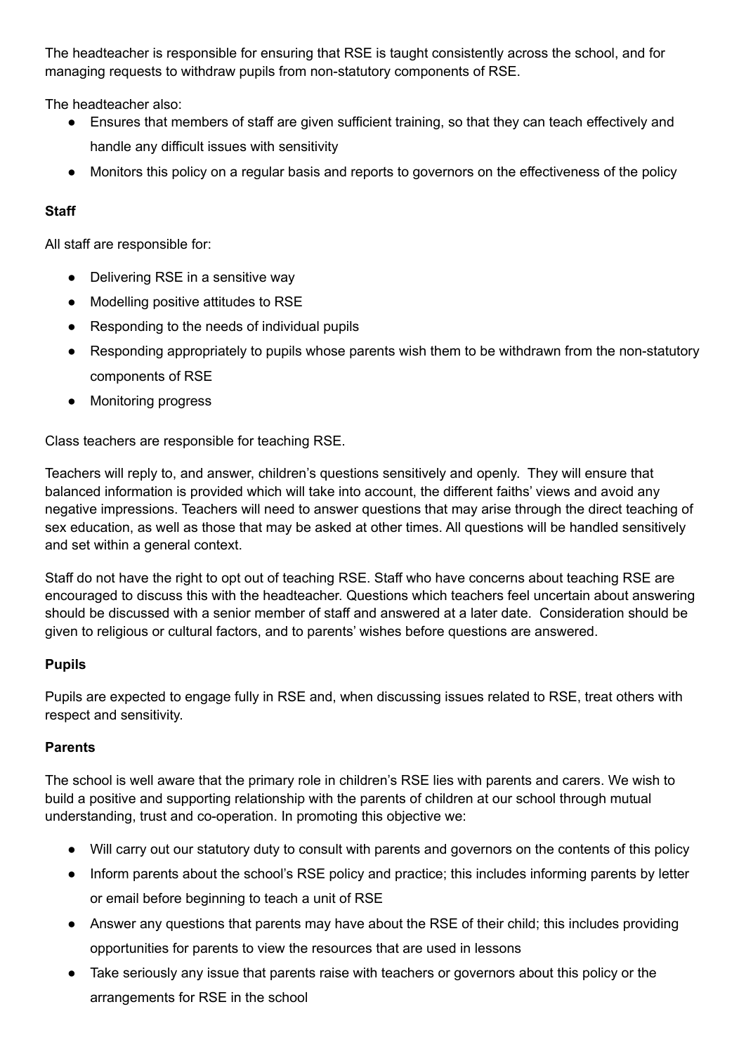The headteacher is responsible for ensuring that RSE is taught consistently across the school, and for managing requests to withdraw pupils from non-statutory components of RSE.

The headteacher also:

- Ensures that members of staff are given sufficient training, so that they can teach effectively and handle any difficult issues with sensitivity
- Monitors this policy on a regular basis and reports to governors on the effectiveness of the policy

**Staff**

All staff are responsible for:

- Delivering RSE in a sensitive way
- Modelling positive attitudes to RSE
- Responding to the needs of individual pupils
- Responding appropriately to pupils whose parents wish them to be withdrawn from the non-statutory components of RSE
- Monitoring progress

Class teachers are responsible for teaching RSE.

Teachers will reply to, and answer, children's questions sensitively and openly. They will ensure that balanced information is provided which will take into account, the different faiths' views and avoid any negative impressions. Teachers will need to answer questions that may arise through the direct teaching of sex education, as well as those that may be asked at other times. All questions will be handled sensitively and set within a general context.

Staff do not have the right to opt out of teaching RSE. Staff who have concerns about teaching RSE are encouraged to discuss this with the headteacher. Questions which teachers feel uncertain about answering should be discussed with a senior member of staff and answered at a later date. Consideration should be given to religious or cultural factors, and to parents' wishes before questions are answered.

**Pupils**

Pupils are expected to engage fully in RSE and, when discussing issues related to RSE, treat others with respect and sensitivity.

**Parents**

The school is well aware that the primary role in children's RSE lies with parents and carers. We wish to build a positive and supporting relationship with the parents of children at our school through mutual understanding, trust and co-operation. In promoting this objective we:

- Will carry out our statutory duty to consult with parents and governors on the contents of this policy
- Inform parents about the school's RSE policy and practice; this includes informing parents by letter or email before beginning to teach a unit of RSE
- Answer any questions that parents may have about the RSE of their child; this includes providing opportunities for parents to view the resources that are used in lessons
- Take seriously any issue that parents raise with teachers or governors about this policy or the arrangements for RSE in the school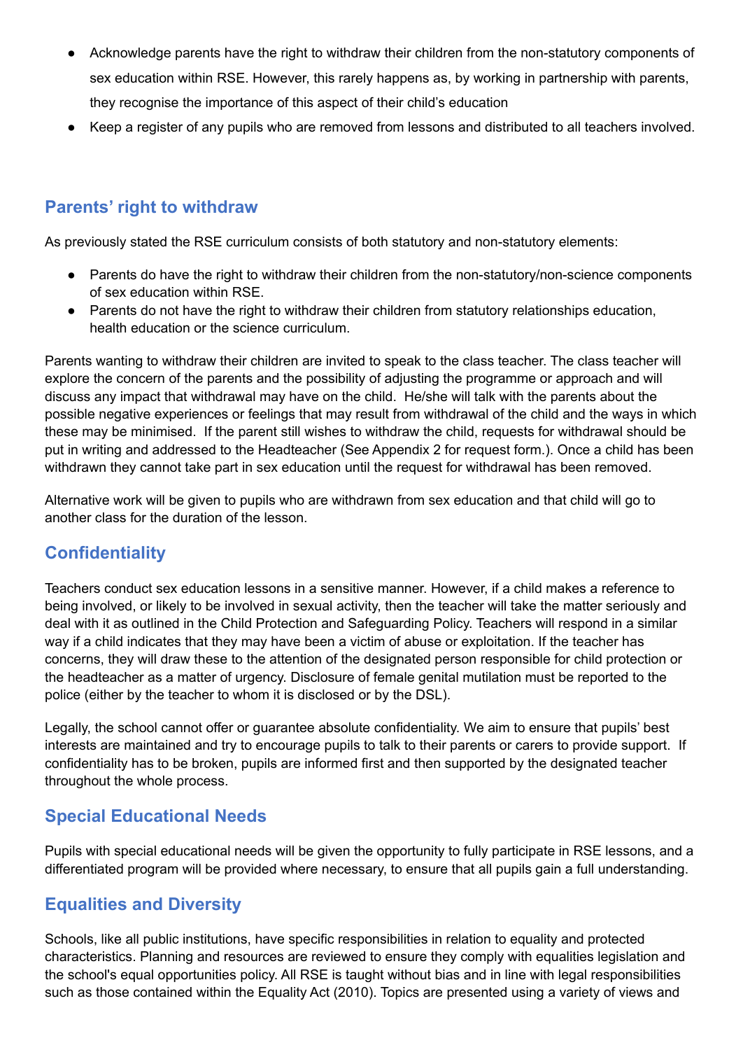- Acknowledge parents have the right to withdraw their children from the non-statutory components of sex education within RSE. However, this rarely happens as, by working in partnership with parents, they recognise the importance of this aspect of their child's education
- Keep a register of any pupils who are removed from lessons and distributed to all teachers involved.

## Parents' right to withdraw

As previously stated the RSE curriculum consists of both statutory and non-statutory elements:

- Parents do have the right to withdraw their children from the non-statutory/non-science components of sex education within RSE.
- Parents do not have the right to withdraw their children from statutory relationships education, health education or the science curriculum.

Parents wanting to withdraw their children are invited to speak to the class teacher. The class teacher will explore the concern of the parents and the possibility of adjusting the programme or approach and will discuss any impact that withdrawal may have on the child. He/she will talk with the parents about the possible negative experiences or feelings that may result from withdrawal of the child and the ways in which these may be minimised. If the parent still wishes to withdraw the child, requests for withdrawal should be put in writing and addressed to the Headteacher (See Appendix 2 for request form.). Once a child has been withdrawn they cannot take part in sex education until the request for withdrawal has been removed.

Alternative work will be given to pupils who are withdrawn from sex education and that child will go to another class for the duration of the lesson.

## Confidentiality

Teachers conduct sex education lessons in a sensitive manner. However, if a child makes a reference to being involved, or likely to be involved in sexual activity, then the teacher will take the matter seriously and deal with it as outlined in the Child Protection and Safeguarding Policy. Teachers will respond in a similar way if a child indicates that they may have been a victim of abuse or exploitation. If the teacher has concerns, they will draw these to the attention of the designated person responsible for child protection or the headteacher as a matter of urgency. Disclosure of female genital mutilation must be reported to the police (either by the teacher to whom it is disclosed or by the DSL).

Legally, the school cannot offer or guarantee absolute confidentiality. We aim to ensure that pupils' best interests are maintained and try to encourage pupils to talk to their parents or carers to provide support. If confidentiality has to be broken, pupils are informed first and then supported by the designated teacher throughout the whole process.

## Special Educational Needs

Pupils with special educational needs will be given the opportunity to fully participate in RSE lessons, and a differentiated program will be provided where necessary, to ensure that all pupils gain a full understanding.

## Equalities and Diversity

Schools, like all public institutions, have specific responsibilities in relation to equality and protected characteristics. Planning and resources are reviewed to ensure they comply with equalities legislation and the school's equal opportunities policy. All RSE is taught without bias and in line with legal responsibilities such as those contained within the Equality Act (2010). Topics are presented using a variety of views and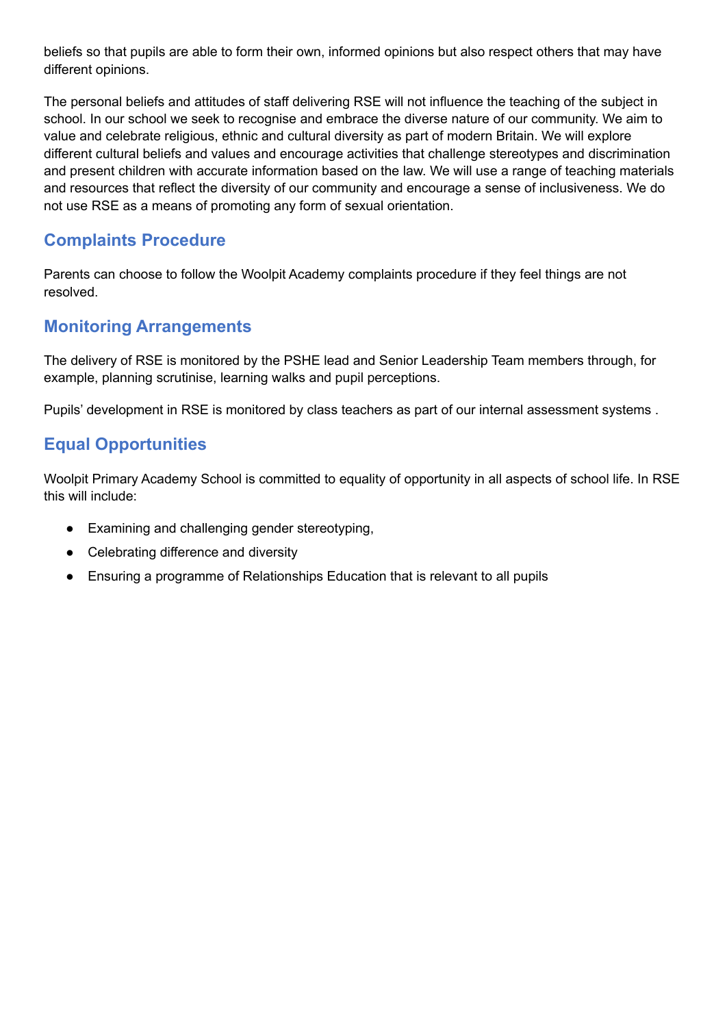beliefs so that pupils are able to form their own, informed opinions but also respect others that may have different opinions.

The personal beliefs and attitudes of staff delivering RSE will not influence the teaching of the subject in school. In our school we seek to recognise and embrace the diverse nature of our community. We aim to value and celebrate religious, ethnic and cultural diversity as part of modern Britain. We will explore different cultural beliefs and values and encourage activities that challenge stereotypes and discrimination and present children with accurate information based on the law. We will use a range of teaching materials and resources that reflect the diversity of our community and encourage a sense of inclusiveness. We do not use RSE as a means of promoting any form of sexual orientation.

## Complaints Procedure

Parents can choose to follow the Woolpit Academy complaints procedure if they feel things are not resolved.

## Monitoring Arrangements

The delivery of RSE is monitored by the PSHE lead and Senior Leadership Team members through, for example, planning scrutinise, learning walks and pupil perceptions.

Pupils' development in RSE is monitored by class teachers as part of our internal assessment systems .

## Equal Opportunities

Woolpit Primary Academy School is committed to equality of opportunity in all aspects of school life. In RSE this will include:

- Examining and challenging gender stereotyping,
- Celebrating difference and diversity
- Ensuring a programme of Relationships Education that is relevant to all pupils